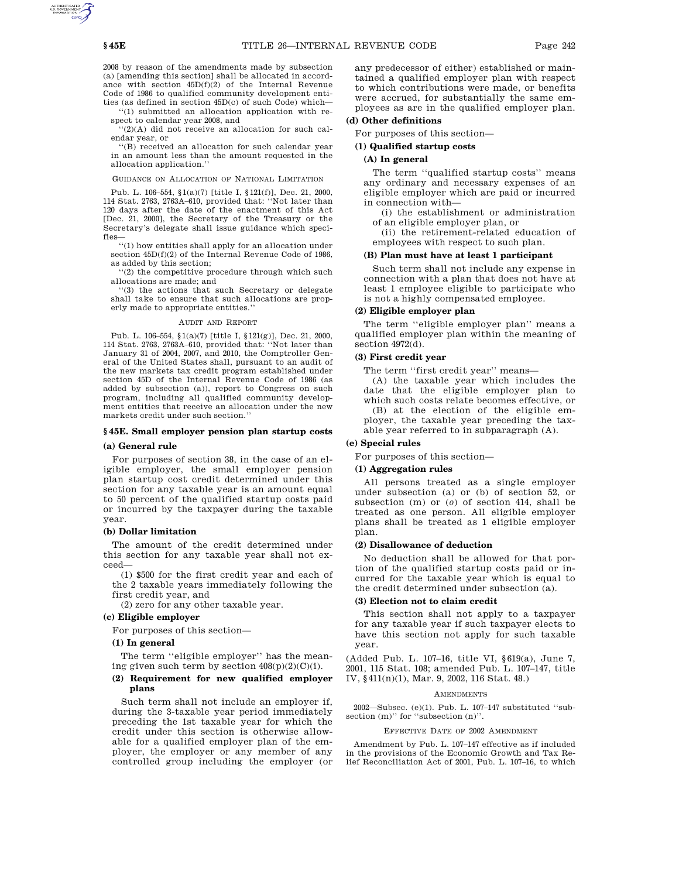2008 by reason of the amendments made by subsection (a) [amending this section] shall be allocated in accordance with section 45D(f)(2) of the Internal Revenue Code of 1986 to qualified community development entities (as defined in section 45D(c) of such Code) which—

''(1) submitted an allocation application with respect to calendar year 2008, and

''(2)(A) did not receive an allocation for such calendar year, or

''(B) received an allocation for such calendar year in an amount less than the amount requested in the allocation application.''

GUIDANCE ON ALLOCATION OF NATIONAL LIMITATION

Pub. L. 106–554, §1(a)(7) [title I, §121(f)], Dec. 21, 2000, 114 Stat. 2763, 2763A–610, provided that: ''Not later than 120 days after the date of the enactment of this Act [Dec. 21, 2000], the Secretary of the Treasury or the Secretary's delegate shall issue guidance which specifies—

''(1) how entities shall apply for an allocation under section 45D(f)(2) of the Internal Revenue Code of 1986, as added by this section;

''(2) the competitive procedure through which such allocations are made; and

''(3) the actions that such Secretary or delegate shall take to ensure that such allocations are properly made to appropriate entities.''

AUDIT AND REPORT

Pub. L. 106–554, §1(a)(7) [title I, §121(g)], Dec. 21, 2000, 114 Stat. 2763, 2763A–610, provided that: ''Not later than January 31 of 2004, 2007, and 2010, the Comptroller General of the United States shall, pursuant to an audit of the new markets tax credit program established under section 45D of the Internal Revenue Code of 1986 (as added by subsection (a)), report to Congress on such program, including all qualified community development entities that receive an allocation under the new markets credit under such section.''

## §45E. Small employer pension plan startup costs

### (a) General rule

For purposes of section 38, in the case of an eligible employer, the small employer pension plan startup cost credit determined under this section for any taxable year is an amount equal to 50 percent of the qualified startup costs paid or incurred by the taxpayer during the taxable year.

### (b) Dollar limitation

The amount of the credit determined under this section for any taxable year shall not exceed—

(1) $500 for the first credit year and each of the 2 taxable years immediately following the first credit year, and

(2) zero for any other taxable year.

### (c) Eligible employer

For purposes of this section—

#### (1) In general

The term ''eligible employer'' has the meaning given such term by section 408(p)(2)(C)(i).

#### (2) Requirement for new qualified employer plans

Such term shall not include an employer if, during the 3-taxable year period immediately preceding the 1st taxable year for which the credit under this section is otherwise allowable for a qualified employer plan of the employer, the employer or any member of any controlled group including the employer (or any predecessor of either) established or maintained a qualified employer plan with respect to which contributions were made, or benefits were accrued, for substantially the same employees as are in the qualified employer plan.

### (d) Other definitions

For purposes of this section—

#### (1) Qualified startup costs

##### (A) In general

The term ''qualified startup costs'' means any ordinary and necessary expenses of an eligible employer which are paid or incurred in connection with—

(i) the establishment or administration of an eligible employer plan, or

(ii) the retirement-related education of employees with respect to such plan.

##### (B) Plan must have at least 1 participant

Such term shall not include any expense in connection with a plan that does not have at least 1 employee eligible to participate who is not a highly compensated employee.

#### (2) Eligible employer plan

The term ''eligible employer plan'' means a qualified employer plan within the meaning of section 4972(d).

#### (3) First credit year

The term ''first credit year'' means—

(A) the taxable year which includes the date that the eligible employer plan to which such costs relate becomes effective, or

(B) at the election of the eligible employer, the taxable year preceding the taxable year referred to in subparagraph (A).

### (e) Special rules

For purposes of this section—

#### (1) Aggregation rules

All persons treated as a single employer under subsection (a) or (b) of section 52, or subsection (m) or (*o*) of section 414, shall be treated as one person. All eligible employer plans shall be treated as 1 eligible employer plan.

#### (2) Disallowance of deduction

No deduction shall be allowed for that portion of the qualified startup costs paid or incurred for the taxable year which is equal to the credit determined under subsection (a).

#### (3) Election not to claim credit

This section shall not apply to a taxpayer for any taxable year if such taxpayer elects to have this section not apply for such taxable year.

(Added Pub. L. 107–16, title VI, §619(a), June 7, 2001, 115 Stat. 108; amended Pub. L. 107–147, title IV, §411(n)(1), Mar. 9, 2002, 116 Stat. 48.)

AMENDMENTS

2002—Subsec. (e)(1). Pub. L. 107–147 substituted ''subsection (m)'' for ''subsection (n)''.

EFFECTIVE DATE OF 2002 AMENDMENT

Amendment by Pub. L. 107–147 effective as if included in the provisions of the Economic Growth and Tax Relief Reconciliation Act of 2001, Pub. L. 107–16, to which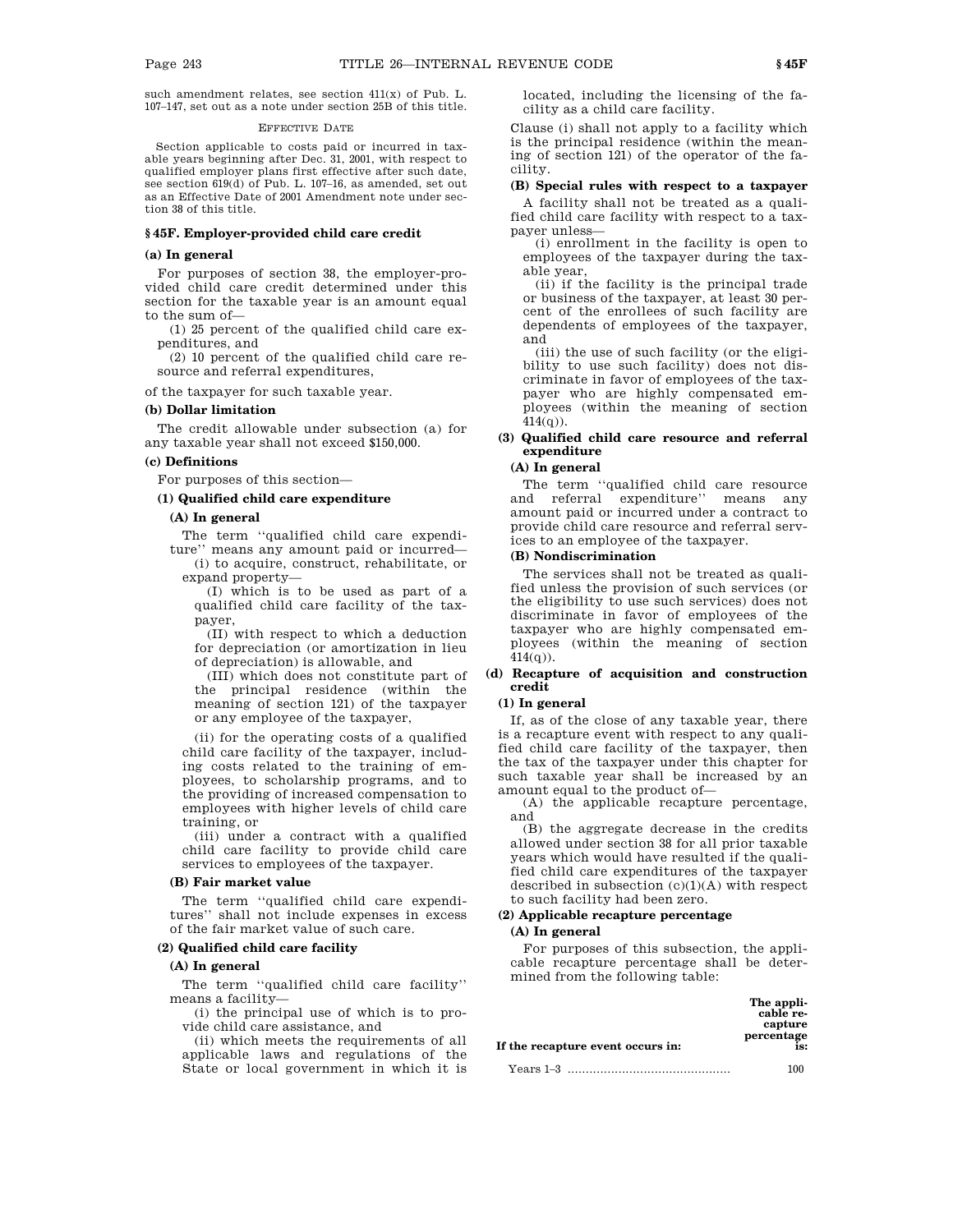such amendment relates, see section 411(x) of Pub. L. 107–147, set out as a note under section 25B of this title.

EFFECTIVE DATE

Section applicable to costs paid or incurred in taxable years beginning after Dec. 31, 2001, with respect to qualified employer plans first effective after such date, see section 619(d) of Pub. L. 107–16, as amended, set out as an Effective Date of 2001 Amendment note under section 38 of this title.

## § 45F. Employer-provided child care credit

### (a) In general

For purposes of section 38, the employer-provided child care credit determined under this section for the taxable year is an amount equal to the sum of—

(1) 25 percent of the qualified child care expenditures, and

(2) 10 percent of the qualified child care resource and referral expenditures,

of the taxpayer for such taxable year.

### (b) Dollar limitation

The credit allowable under subsection (a) for any taxable year shall not exceed $150,000.

### (c) Definitions

For purposes of this section—

#### (1) Qualified child care expenditure

##### (A) In general

The term "qualified child care expenditure" means any amount paid or incurred—

(i) to acquire, construct, rehabilitate, or expand property—

(I) which is to be used as part of a qualified child care facility of the taxpayer,

(II) with respect to which a deduction for depreciation (or amortization in lieu of depreciation) is allowable, and

(III) which does not constitute part of the principal residence (within the meaning of section 121) of the taxpayer or any employee of the taxpayer,

(ii) for the operating costs of a qualified child care facility of the taxpayer, including costs related to the training of employees, to scholarship programs, and to the providing of increased compensation to employees with higher levels of child care training, or

(iii) under a contract with a qualified child care facility to provide child care services to employees of the taxpayer.

##### (B) Fair market value

The term "qualified child care expenditures" shall not include expenses in excess of the fair market value of such care.

#### (2) Qualified child care facility

##### (A) In general

The term "qualified child care facility" means a facility—

(i) the principal use of which is to provide child care assistance, and

(ii) which meets the requirements of all applicable laws and regulations of the State or local government in which it is located, including the licensing of the facility as a child care facility.

Clause (i) shall not apply to a facility which is the principal residence (within the meaning of section 121) of the operator of the facility.

##### (B) Special rules with respect to a taxpayer

A facility shall not be treated as a qualified child care facility with respect to a taxpayer unless—

(i) enrollment in the facility is open to employees of the taxpayer during the taxable year,

(ii) if the facility is the principal trade or business of the taxpayer, at least 30 percent of the enrollees of such facility are dependents of employees of the taxpayer, and

(iii) the use of such facility (or the eligibility to use such facility) does not discriminate in favor of employees of the taxpayer who are highly compensated employees (within the meaning of section 414(q)).

#### (3) Qualified child care resource and referral expenditure

##### (A) In general

The term "qualified child care resource and referral expenditure" means any amount paid or incurred under a contract to provide child care resource and referral services to an employee of the taxpayer.

##### (B) Nondiscrimination

The services shall not be treated as qualified unless the provision of such services (or the eligibility to use such services) does not discriminate in favor of employees of the taxpayer who are highly compensated employees (within the meaning of section 414(q)).

### (d) Recapture of acquisition and construction credit

#### (1) In general

If, as of the close of any taxable year, there is a recapture event with respect to any qualified child care facility of the taxpayer, then the tax of the taxpayer under this chapter for such taxable year shall be increased by an amount equal to the product of—

(A) the applicable recapture percentage, and

(B) the aggregate decrease in the credits allowed under section 38 for all prior taxable years which would have resulted if the qualified child care expenditures of the taxpayer described in subsection (c)(1)(A) with respect to such facility had been zero.

#### (2) Applicable recapture percentage

##### (A) In general

For purposes of this subsection, the applicable recapture percentage shall be determined from the following table:

| If the recapture event occurs in: | The applicable recapture percentage is: |
|---|---|
| Years 1–3 | 100 |